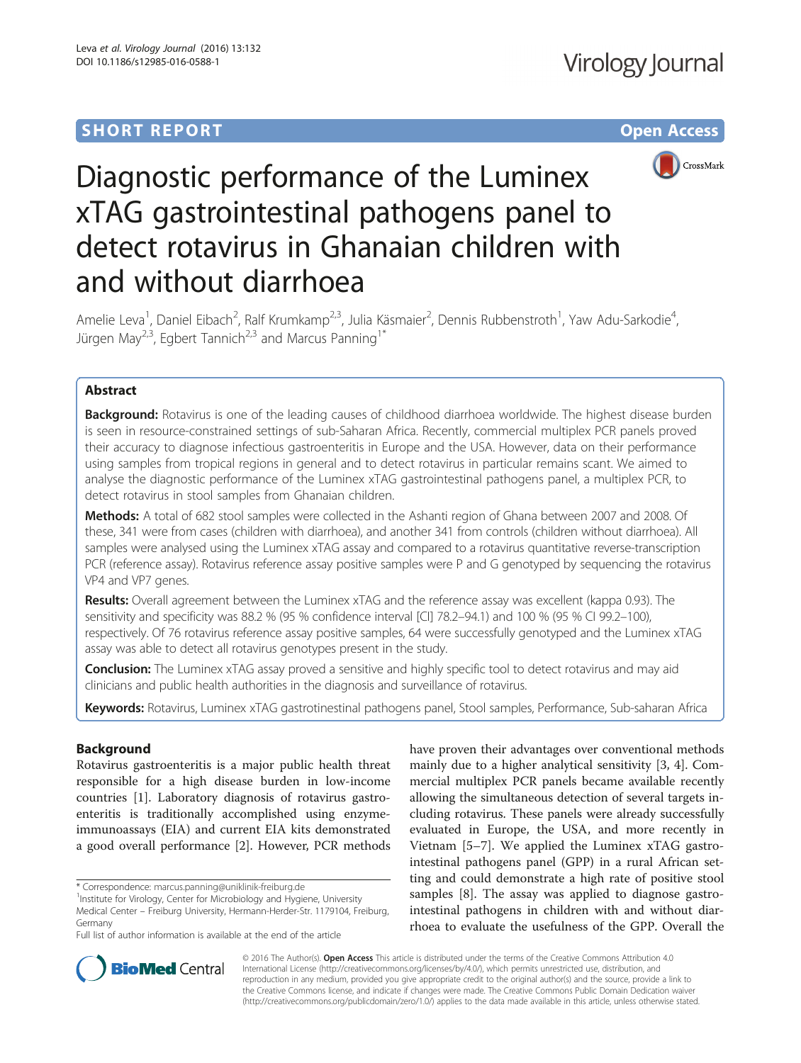SHORT REPORT

Open Access

# Diagnostic performance of the Luminex xTAG gastrointestinal pathogens panel to detect rotavirus in Ghanaian children with and without diarrhoea

Amelie Leva[1], Daniel Eibach[2], Ralf Krumkamp[2,3], Julia Käsmaier[2], Dennis Rubbenstroth[1], Yaw Adu-Sarkodie[4], Jürgen May[2,3], Egbert Tannich[2,3] and Marcus Panning[1*]

## Abstract

**Background:** Rotavirus is one of the leading causes of childhood diarrhoea worldwide. The highest disease burden is seen in resource-constrained settings of sub-Saharan Africa. Recently, commercial multiplex PCR panels proved their accuracy to diagnose infectious gastroenteritis in Europe and the USA. However, data on their performance using samples from tropical regions in general and to detect rotavirus in particular remains scant. We aimed to analyse the diagnostic performance of the Luminex xTAG gastrointestinal pathogens panel, a multiplex PCR, to detect rotavirus in stool samples from Ghanaian children.

**Methods:** A total of 682 stool samples were collected in the Ashanti region of Ghana between 2007 and 2008. Of these, 341 were from cases (children with diarrhoea), and another 341 from controls (children without diarrhoea). All samples were analysed using the Luminex xTAG assay and compared to a rotavirus quantitative reverse-transcription PCR (reference assay). Rotavirus reference assay positive samples were P and G genotyped by sequencing the rotavirus VP4 and VP7 genes.

**Results:** Overall agreement between the Luminex xTAG and the reference assay was excellent (kappa 0.93). The sensitivity and specificity was 88.2 % (95 % confidence interval [CI] 78.2–94.1) and 100 % (95 % CI 99.2–100), respectively. Of 76 rotavirus reference assay positive samples, 64 were successfully genotyped and the Luminex xTAG assay was able to detect all rotavirus genotypes present in the study.

**Conclusion:** The Luminex xTAG assay proved a sensitive and highly specific tool to detect rotavirus and may aid clinicians and public health authorities in the diagnosis and surveillance of rotavirus.

**Keywords:** Rotavirus, Luminex xTAG gastrotinestinal pathogens panel, Stool samples, Performance, Sub-saharan Africa

## Background

Rotavirus gastroenteritis is a major public health threat responsible for a high disease burden in low-income countries [1]. Laboratory diagnosis of rotavirus gastroenteritis is traditionally accomplished using enzyme-immunoassays (EIA) and current EIA kits demonstrated a good overall performance [2]. However, PCR methods have proven their advantages over conventional methods mainly due to a higher analytical sensitivity [3, 4]. Commercial multiplex PCR panels became available recently allowing the simultaneous detection of several targets including rotavirus. These panels were already successfully evaluated in Europe, the USA, and more recently in Vietnam [5–7]. We applied the Luminex xTAG gastrointestinal pathogens panel (GPP) in a rural African setting and could demonstrate a high rate of positive stool samples [8]. The assay was applied to diagnose gastrointestinal pathogens in children with and without diarrhoea to evaluate the usefulness of the GPP. Overall the

\* Correspondence: marcus.panning@uniklinik-freiburg.de
[1]Institute for Virology, Center for Microbiology and Hygiene, University Medical Center – Freiburg University, Hermann-Herder-Str. 1179104, Freiburg, Germany
Full list of author information is available at the end of the article

© 2016 The Author(s). **Open Access** This article is distributed under the terms of the Creative Commons Attribution 4.0 International License (http://creativecommons.org/licenses/by/4.0/), which permits unrestricted use, distribution, and reproduction in any medium, provided you give appropriate credit to the original author(s) and the source, provide a link to the Creative Commons license, and indicate if changes were made. The Creative Commons Public Domain Dedication waiver (http://creativecommons.org/publicdomain/zero/1.0/) applies to the data made available in this article, unless otherwise stated.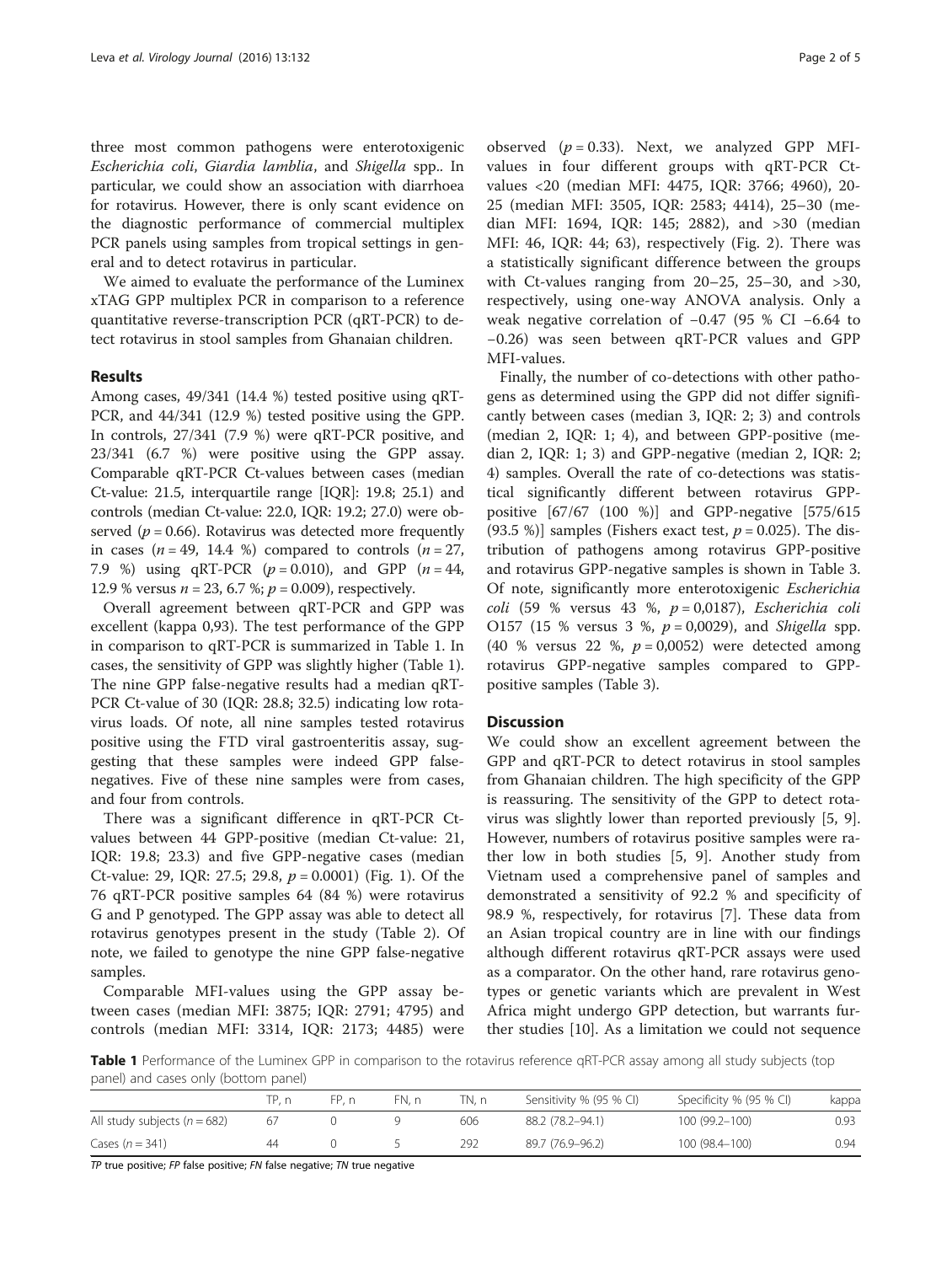three most common pathogens were enterotoxigenic *Escherichia coli*, *Giardia lamblia*, and *Shigella* spp.. In particular, we could show an association with diarrhoea for rotavirus. However, there is only scant evidence on the diagnostic performance of commercial multiplex PCR panels using samples from tropical settings in general and to detect rotavirus in particular.

We aimed to evaluate the performance of the Luminex xTAG GPP multiplex PCR in comparison to a reference quantitative reverse-transcription PCR (qRT-PCR) to detect rotavirus in stool samples from Ghanaian children.

## Results

Among cases, 49/341 (14.4 %) tested positive using qRT-PCR, and 44/341 (12.9 %) tested positive using the GPP. In controls, 27/341 (7.9 %) were qRT-PCR positive, and 23/341 (6.7 %) were positive using the GPP assay. Comparable qRT-PCR Ct-values between cases (median Ct-value: 21.5, interquartile range [IQR]: 19.8; 25.1) and controls (median Ct-value: 22.0, IQR: 19.2; 27.0) were observed ($p = 0.66$). Rotavirus was detected more frequently in cases ($n = 49$, 14.4 %) compared to controls ($n = 27$, 7.9 %) using qRT-PCR ($p = 0.010$), and GPP ($n = 44$, 12.9 % versus $n = 23$, 6.7 %; $p = 0.009$), respectively.

Overall agreement between qRT-PCR and GPP was excellent (kappa 0,93). The test performance of the GPP in comparison to qRT-PCR is summarized in Table 1. In cases, the sensitivity of GPP was slightly higher (Table 1). The nine GPP false-negative results had a median qRT-PCR Ct-value of 30 (IQR: 28.8; 32.5) indicating low rotavirus loads. Of note, all nine samples tested rotavirus positive using the FTD viral gastroenteritis assay, suggesting that these samples were indeed GPP false-negatives. Five of these nine samples were from cases, and four from controls.

There was a significant difference in qRT-PCR Ct-values between 44 GPP-positive (median Ct-value: 21, IQR: 19.8; 23.3) and five GPP-negative cases (median Ct-value: 29, IQR: 27.5; 29.8, $p = 0.0001$) (Fig. 1). Of the 76 qRT-PCR positive samples 64 (84 %) were rotavirus G and P genotyped. The GPP assay was able to detect all rotavirus genotypes present in the study (Table 2). Of note, we failed to genotype the nine GPP false-negative samples.

Comparable MFI-values using the GPP assay between cases (median MFI: 3875; IQR: 2791; 4795) and controls (median MFI: 3314, IQR: 2173; 4485) were observed ($p = 0.33$). Next, we analyzed GPP MFI-values in four different groups with qRT-PCR Ct-values <20 (median MFI: 4475, IQR: 3766; 4960), 20-25 (median MFI: 3505, IQR: 2583; 4414), 25–30 (median MFI: 1694, IQR: 145; 2882), and >30 (median MFI: 46, IQR: 44; 63), respectively (Fig. 2). There was a statistically significant difference between the groups with Ct-values ranging from 20–25, 25–30, and >30, respectively, using one-way ANOVA analysis. Only a weak negative correlation of −0.47 (95 % CI −6.64 to −0.26) was seen between qRT-PCR values and GPP MFI-values.

Finally, the number of co-detections with other pathogens as determined using the GPP did not differ significantly between cases (median 3, IQR: 2; 3) and controls (median 2, IQR: 1; 4), and between GPP-positive (median 2, IQR: 1; 3) and GPP-negative (median 2, IQR: 2; 4) samples. Overall the rate of co-detections was statistical significantly different between rotavirus GPP-positive [67/67 (100 %)] and GPP-negative [575/615 (93.5 %)] samples (Fishers exact test, $p = 0.025$). The distribution of pathogens among rotavirus GPP-positive and rotavirus GPP-negative samples is shown in Table 3. Of note, significantly more enterotoxigenic *Escherichia coli* (59 % versus 43 %, $p = 0{,}0187$), *Escherichia coli* O157 (15 % versus 3 %, $p = 0{,}0029$), and *Shigella* spp. (40 % versus 22 %, $p = 0{,}0052$) were detected among rotavirus GPP-negative samples compared to GPP-positive samples (Table 3).

## Discussion

We could show an excellent agreement between the GPP and qRT-PCR to detect rotavirus in stool samples from Ghanaian children. The high specificity of the GPP is reassuring. The sensitivity of the GPP to detect rotavirus was slightly lower than reported previously [5, 9]. However, numbers of rotavirus positive samples were rather low in both studies [5, 9]. Another study from Vietnam used a comprehensive panel of samples and demonstrated a sensitivity of 92.2 % and specificity of 98.9 %, respectively, for rotavirus [7]. These data from an Asian tropical country are in line with our findings although different rotavirus qRT-PCR assays were used as a comparator. On the other hand, rare rotavirus genotypes or genetic variants which are prevalent in West Africa might undergo GPP detection, but warrants further studies [10]. As a limitation we could not sequence

**Table 1** Performance of the Luminex GPP in comparison to the rotavirus reference qRT-PCR assay among all study subjects (top panel) and cases only (bottom panel)

| | TP, n | FP, n | FN, n | TN, n | Sensitivity % (95 % CI) | Specificity % (95 % CI) | kappa |
|---|---|---|---|---|---|---|---|
| All study subjects ($n = 682$) | 67 | 0 | 9 | 606 | 88.2 (78.2–94.1) | 100 (99.2–100) | 0.93 |
| Cases ($n = 341$) | 44 | 0 | 5 | 292 | 89.7 (76.9–96.2) | 100 (98.4–100) | 0.94 |

*TP* true positive; *FP* false positive; *FN* false negative; *TN* true negative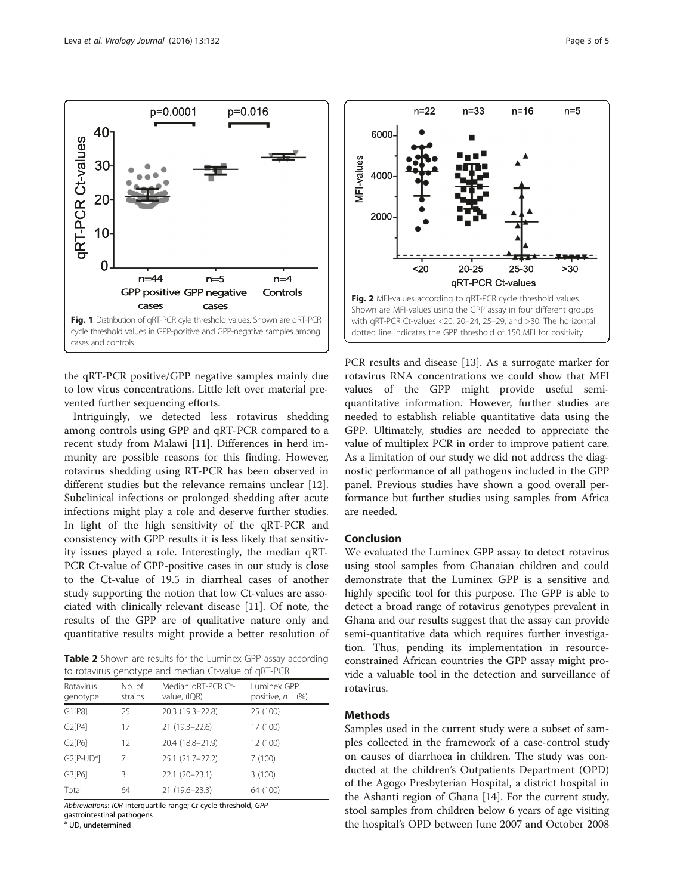Fig. 1 Distribution of qRT-PCR cyle threshold values. Shown are qRT-PCR cycle threshold values in GPP-positive and GPP-negative samples among cases and controls

Fig. 2 MFI-values according to qRT-PCR cycle threshold values. Shown are MFI-values using the GPP assay in four different groups with qRT-PCR Ct-values <20, 20–24, 25–29, and >30. The horizontal dotted line indicates the GPP threshold of 150 MFI for positivity

the qRT-PCR positive/GPP negative samples mainly due to low virus concentrations. Little left over material prevented further sequencing efforts.

Intriguingly, we detected less rotavirus shedding among controls using GPP and qRT-PCR compared to a recent study from Malawi [11]. Differences in herd immunity are possible reasons for this finding. However, rotavirus shedding using RT-PCR has been observed in different studies but the relevance remains unclear [12]. Subclinical infections or prolonged shedding after acute infections might play a role and deserve further studies. In light of the high sensitivity of the qRT-PCR and consistency with GPP results it is less likely that sensitivity issues played a role. Interestingly, the median qRT-PCR Ct-value of GPP-positive cases in our study is close to the Ct-value of 19.5 in diarrheal cases of another study supporting the notion that low Ct-values are associated with clinically relevant disease [11]. Of note, the results of the GPP are of qualitative nature only and quantitative results might provide a better resolution of PCR results and disease [13]. As a surrogate marker for rotavirus RNA concentrations we could show that MFI values of the GPP might provide useful semi-quantitative information. However, further studies are needed to establish reliable quantitative data using the GPP. Ultimately, studies are needed to appreciate the value of multiplex PCR in order to improve patient care. As a limitation of our study we did not address the diagnostic performance of all pathogens included in the GPP panel. Previous studies have shown a good overall performance but further studies using samples from Africa are needed.

**Table 2** Shown are results for the Luminex GPP assay according to rotavirus genotype and median Ct-value of qRT-PCR

| Rotavirus genotype | No. of strains | Median qRT-PCR Ct-value, (IQR) | Luminex GPP positive, *n* = (%) |
|---|---|---|---|
| G1[P8] | 25 | 20.3 (19.3–22.8) | 25 (100) |
| G2[P4] | 17 | 21 (19.3–22.6) | 17 (100) |
| G2[P6] | 12 | 20.4 (18.8–21.9) | 12 (100) |
| G2[P-UD[a]] | 7 | 25.1 (21.7–27.2) | 7 (100) |
| G3[P6] | 3 | 22.1 (20–23.1) | 3 (100) |
| Total | 64 | 21 (19.6–23.3) | 64 (100) |

*Abbreviations*: *IQR* interquartile range; *Ct* cycle threshold, *GPP* gastrointestinal pathogens
[a] UD, undetermined

## Conclusion

We evaluated the Luminex GPP assay to detect rotavirus using stool samples from Ghanaian children and could demonstrate that the Luminex GPP is a sensitive and highly specific tool for this purpose. The GPP is able to detect a broad range of rotavirus genotypes prevalent in Ghana and our results suggest that the assay can provide semi-quantitative data which requires further investigation. Thus, pending its implementation in resource-constrained African countries the GPP assay might provide a valuable tool in the detection and surveillance of rotavirus.

## Methods

Samples used in the current study were a subset of samples collected in the framework of a case-control study on causes of diarrhoea in children. The study was conducted at the children's Outpatients Department (OPD) of the Agogo Presbyterian Hospital, a district hospital in the Ashanti region of Ghana [14]. For the current study, stool samples from children below 6 years of age visiting the hospital's OPD between June 2007 and October 2008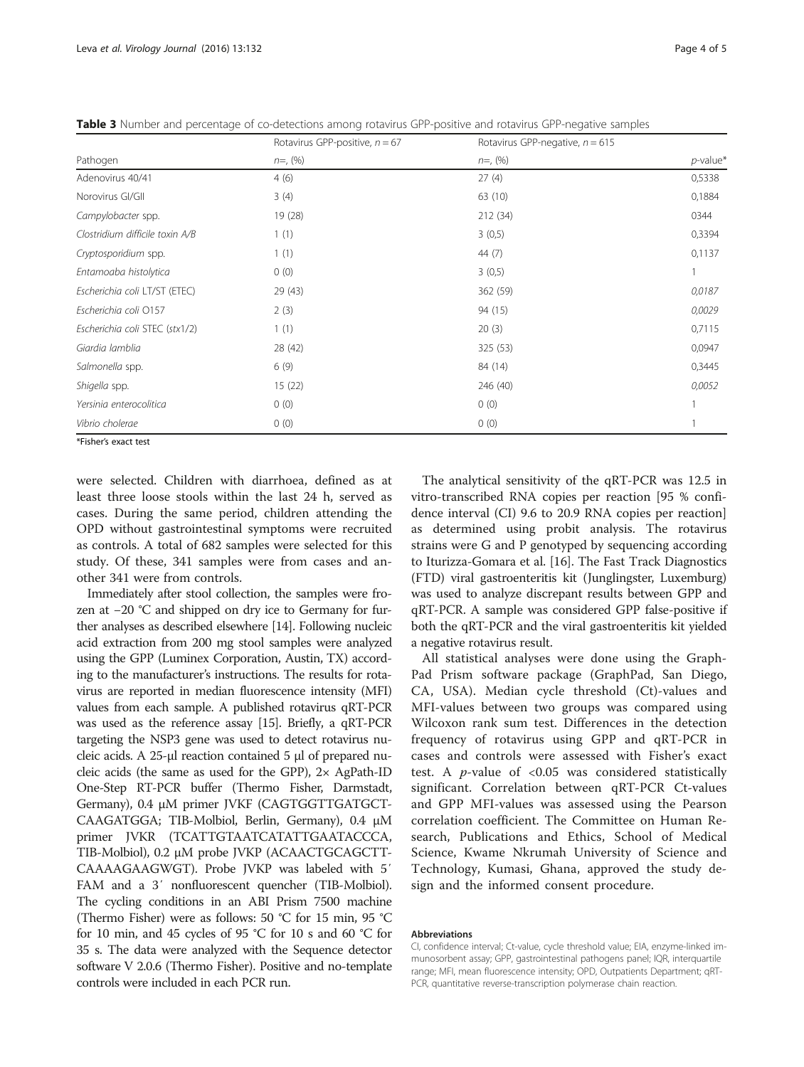**Table 3** Number and percentage of co-detections among rotavirus GPP-positive and rotavirus GPP-negative samples

| Pathogen | Rotavirus GPP-positive, $n = 67$ | Rotavirus GPP-negative, $n = 615$ | |
|---|---|---|---|
| | $n$=, (%) | $n$=, (%) | $p$-value* |
| Adenovirus 40/41 | 4 (6) | 27 (4) | 0,5338 |
| Norovirus GI/GII | 3 (4) | 63 (10) | 0,1884 |
| *Campylobacter* spp. | 19 (28) | 212 (34) | 0344 |
| *Clostridium difficile toxin A/B* | 1 (1) | 3 (0,5) | 0,3394 |
| *Cryptosporidium* spp. | 1 (1) | 44 (7) | 0,1137 |
| *Entamoaba histolytica* | 0 (0) | 3 (0,5) | 1 |
| *Escherichia coli* LT/ST (ETEC) | 29 (43) | 362 (59) | *0,0187* |
| *Escherichia coli* O157 | 2 (3) | 94 (15) | *0,0029* |
| *Escherichia coli* STEC (*stx*1/2) | 1 (1) | 20 (3) | 0,7115 |
| *Giardia lamblia* | 28 (42) | 325 (53) | 0,0947 |
| *Salmonella* spp. | 6 (9) | 84 (14) | 0,3445 |
| *Shigella* spp. | 15 (22) | 246 (40) | *0,0052* |
| *Yersinia enterocolitica* | 0 (0) | 0 (0) | 1 |
| *Vibrio cholerae* | 0 (0) | 0 (0) | 1 |

*Fisher's exact test

were selected. Children with diarrhoea, defined as at least three loose stools within the last 24 h, served as cases. During the same period, children attending the OPD without gastrointestinal symptoms were recruited as controls. A total of 682 samples were selected for this study. Of these, 341 samples were from cases and another 341 were from controls.

Immediately after stool collection, the samples were frozen at −20 °C and shipped on dry ice to Germany for further analyses as described elsewhere [14]. Following nucleic acid extraction from 200 mg stool samples were analyzed using the GPP (Luminex Corporation, Austin, TX) according to the manufacturer's instructions. The results for rotavirus are reported in median fluorescence intensity (MFI) values from each sample. A published rotavirus qRT-PCR was used as the reference assay [15]. Briefly, a qRT-PCR targeting the NSP3 gene was used to detect rotavirus nucleic acids. A 25-μl reaction contained 5 μl of prepared nucleic acids (the same as used for the GPP), 2× AgPath-ID One-Step RT-PCR buffer (Thermo Fisher, Darmstadt, Germany), 0.4 μM primer JVKF (CAGTGGTTGATGCTCAAGATGGA; TIB-Molbiol, Berlin, Germany), 0.4 μM primer JVKR (TCATTGTAATCATATTGAATACCCA, TIB-Molbiol), 0.2 μM probe JVKP (ACAACTGCAGCTTCAAAAGAAGWGT). Probe JVKP was labeled with 5′ FAM and a 3′ nonfluorescent quencher (TIB-Molbiol). The cycling conditions in an ABI Prism 7500 machine (Thermo Fisher) were as follows: 50 °C for 15 min, 95 °C for 10 min, and 45 cycles of 95 °C for 10 s and 60 °C for 35 s. The data were analyzed with the Sequence detector software V 2.0.6 (Thermo Fisher). Positive and no-template controls were included in each PCR run.

The analytical sensitivity of the qRT-PCR was 12.5 in vitro-transcribed RNA copies per reaction [95 % confidence interval (CI) 9.6 to 20.9 RNA copies per reaction] as determined using probit analysis. The rotavirus strains were G and P genotyped by sequencing according to Iturizza-Gomara et al. [16]. The Fast Track Diagnostics (FTD) viral gastroenteritis kit (Junglingster, Luxemburg) was used to analyze discrepant results between GPP and qRT-PCR. A sample was considered GPP false-positive if both the qRT-PCR and the viral gastroenteritis kit yielded a negative rotavirus result.

All statistical analyses were done using the GraphPad Prism software package (GraphPad, San Diego, CA, USA). Median cycle threshold (Ct)-values and MFI-values between two groups was compared using Wilcoxon rank sum test. Differences in the detection frequency of rotavirus using GPP and qRT-PCR in cases and controls were assessed with Fisher's exact test. A $p$-value of $<0.05$ was considered statistically significant. Correlation between qRT-PCR Ct-values and GPP MFI-values was assessed using the Pearson correlation coefficient. The Committee on Human Research, Publications and Ethics, School of Medical Science, Kwame Nkrumah University of Science and Technology, Kumasi, Ghana, approved the study design and the informed consent procedure.

#### Abbreviations

CI, confidence interval; Ct-value, cycle threshold value; EIA, enzyme-linked immunosorbent assay; GPP, gastrointestinal pathogens panel; IQR, interquartile range; MFI, mean fluorescence intensity; OPD, Outpatients Department; qRT-PCR, quantitative reverse-transcription polymerase chain reaction.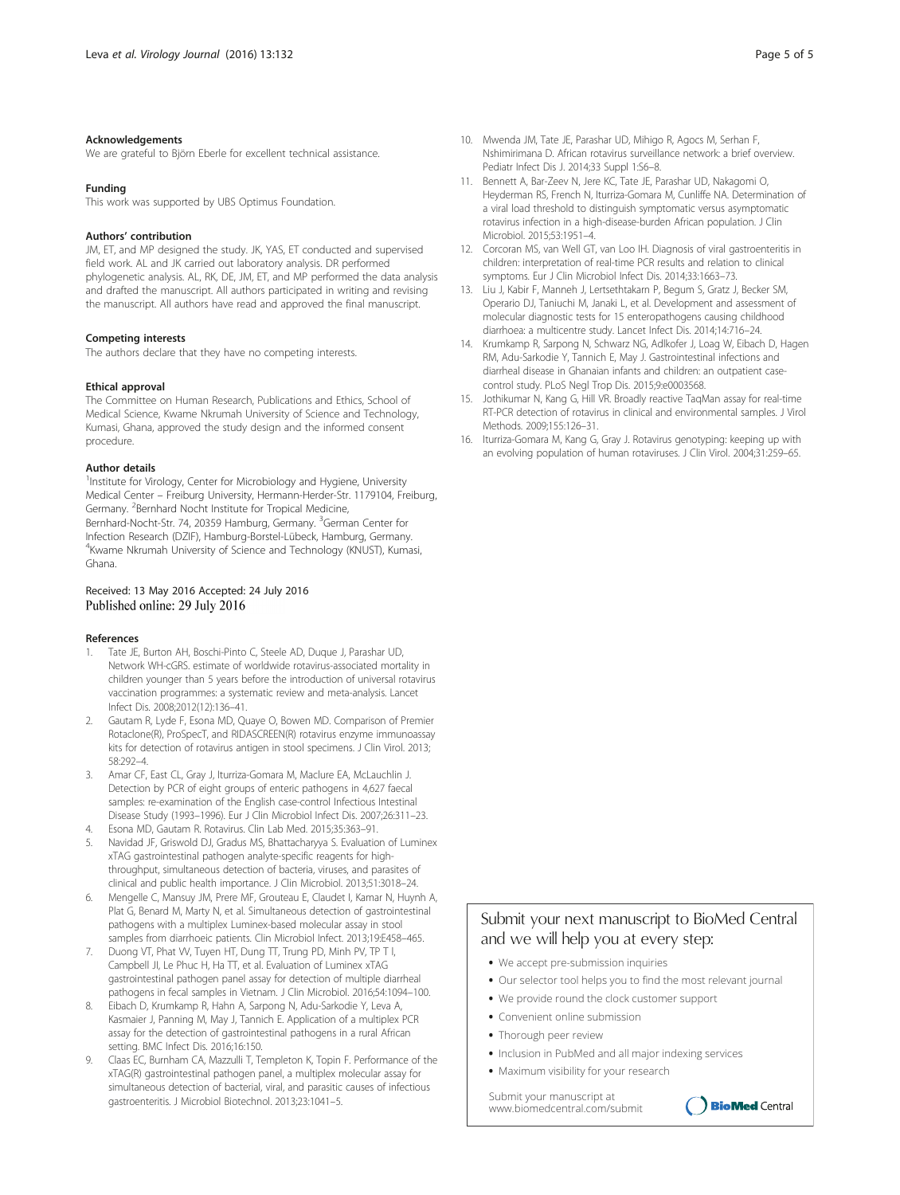### Acknowledgements

We are grateful to Björn Eberle for excellent technical assistance.

### Funding

This work was supported by UBS Optimus Foundation.

### Authors' contribution

JM, ET, and MP designed the study. JK, YAS, ET conducted and supervised field work. AL and JK carried out laboratory analysis. DR performed phylogenetic analysis. AL, RK, DE, JM, ET, and MP performed the data analysis and drafted the manuscript. All authors participated in writing and revising the manuscript. All authors have read and approved the final manuscript.

### Competing interests

The authors declare that they have no competing interests.

### Ethical approval

The Committee on Human Research, Publications and Ethics, School of Medical Science, Kwame Nkrumah University of Science and Technology, Kumasi, Ghana, approved the study design and the informed consent procedure.

### Author details

[1]Institute for Virology, Center for Microbiology and Hygiene, University Medical Center – Freiburg University, Hermann-Herder-Str. 1179104, Freiburg, Germany. [2]Bernhard Nocht Institute for Tropical Medicine, Bernhard-Nocht-Str. 74, 20359 Hamburg, Germany. [3]German Center for Infection Research (DZIF), Hamburg-Borstel-Lübeck, Hamburg, Germany. [4]Kwame Nkrumah University of Science and Technology (KNUST), Kumasi, Ghana.

Received: 13 May 2016 Accepted: 24 July 2016
Published online: 29 July 2016

### References

1. Tate JE, Burton AH, Boschi-Pinto C, Steele AD, Duque J, Parashar UD, Network WH-cGRS. estimate of worldwide rotavirus-associated mortality in children younger than 5 years before the introduction of universal rotavirus vaccination programmes: a systematic review and meta-analysis. Lancet Infect Dis. 2008;2012(12):136–41.
2. Gautam R, Lyde F, Esona MD, Quaye O, Bowen MD. Comparison of Premier Rotaclone(R), ProSpecT, and RIDASCREEN(R) rotavirus enzyme immunoassay kits for detection of rotavirus antigen in stool specimens. J Clin Virol. 2013;58:292–4.
3. Amar CF, East CL, Gray J, Iturriza-Gomara M, Maclure EA, McLauchlin J. Detection by PCR of eight groups of enteric pathogens in 4,627 faecal samples: re-examination of the English case-control Infectious Intestinal Disease Study (1993–1996). Eur J Clin Microbiol Infect Dis. 2007;26:311–23.
4. Esona MD, Gautam R. Rotavirus. Clin Lab Med. 2015;35:363–91.
5. Navidad JF, Griswold DJ, Gradus MS, Bhattacharyya S. Evaluation of Luminex xTAG gastrointestinal pathogen analyte-specific reagents for high-throughput, simultaneous detection of bacteria, viruses, and parasites of clinical and public health importance. J Clin Microbiol. 2013;51:3018–24.
6. Mengelle C, Mansuy JM, Prere MF, Grouteau E, Claudet I, Kamar N, Huynh A, Plat G, Benard M, Marty N, et al. Simultaneous detection of gastrointestinal pathogens with a multiplex Luminex-based molecular assay in stool samples from diarrhoeic patients. Clin Microbiol Infect. 2013;19:E458–465.
7. Duong VT, Phat VV, Tuyen HT, Dung TT, Trung PD, Minh PV, TP T l, Campbell JI, Le Phuc H, Ha TT, et al. Evaluation of Luminex xTAG gastrointestinal pathogen panel assay for detection of multiple diarrheal pathogens in fecal samples in Vietnam. J Clin Microbiol. 2016;54:1094–100.
8. Eibach D, Krumkamp R, Hahn A, Sarpong N, Adu-Sarkodie Y, Leva A, Kasmaier J, Panning M, May J, Tannich E. Application of a multiplex PCR assay for the detection of gastrointestinal pathogens in a rural African setting. BMC Infect Dis. 2016;16:150.
9. Claas EC, Burnham CA, Mazzulli T, Templeton K, Topin F. Performance of the xTAG(R) gastrointestinal pathogen panel, a multiplex molecular assay for simultaneous detection of bacterial, viral, and parasitic causes of infectious gastroenteritis. J Microbiol Biotechnol. 2013;23:1041–5.
10. Mwenda JM, Tate JE, Parashar UD, Mihigo R, Agocs M, Serhan F, Nshimirimana D. African rotavirus surveillance network: a brief overview. Pediatr Infect Dis J. 2014;33 Suppl 1:S6–8.
11. Bennett A, Bar-Zeev N, Jere KC, Tate JE, Parashar UD, Nakagomi O, Heyderman RS, French N, Iturriza-Gomara M, Cunliffe NA. Determination of a viral load threshold to distinguish symptomatic versus asymptomatic rotavirus infection in a high-disease-burden African population. J Clin Microbiol. 2015;53:1951–4.
12. Corcoran MS, van Well GT, van Loo IH. Diagnosis of viral gastroenteritis in children: interpretation of real-time PCR results and relation to clinical symptoms. Eur J Clin Microbiol Infect Dis. 2014;33:1663–73.
13. Liu J, Kabir F, Manneh J, Lertsethtakarn P, Begum S, Gratz J, Becker SM, Operario DJ, Taniuchi M, Janaki L, et al. Development and assessment of molecular diagnostic tests for 15 enteropathogens causing childhood diarrhoea: a multicentre study. Lancet Infect Dis. 2014;14:716–24.
14. Krumkamp R, Sarpong N, Schwarz NG, Adlkofer J, Loag W, Eibach D, Hagen RM, Adu-Sarkodie Y, Tannich E, May J. Gastrointestinal infections and diarrheal disease in Ghanaian infants and children: an outpatient case-control study. PLoS Negl Trop Dis. 2015;9:e0003568.
15. Jothikumar N, Kang G, Hill VR. Broadly reactive TaqMan assay for real-time RT-PCR detection of rotavirus in clinical and environmental samples. J Virol Methods. 2009;155:126–31.
16. Iturriza-Gomara M, Kang G, Gray J. Rotavirus genotyping: keeping up with an evolving population of human rotaviruses. J Clin Virol. 2004;31:259–65.